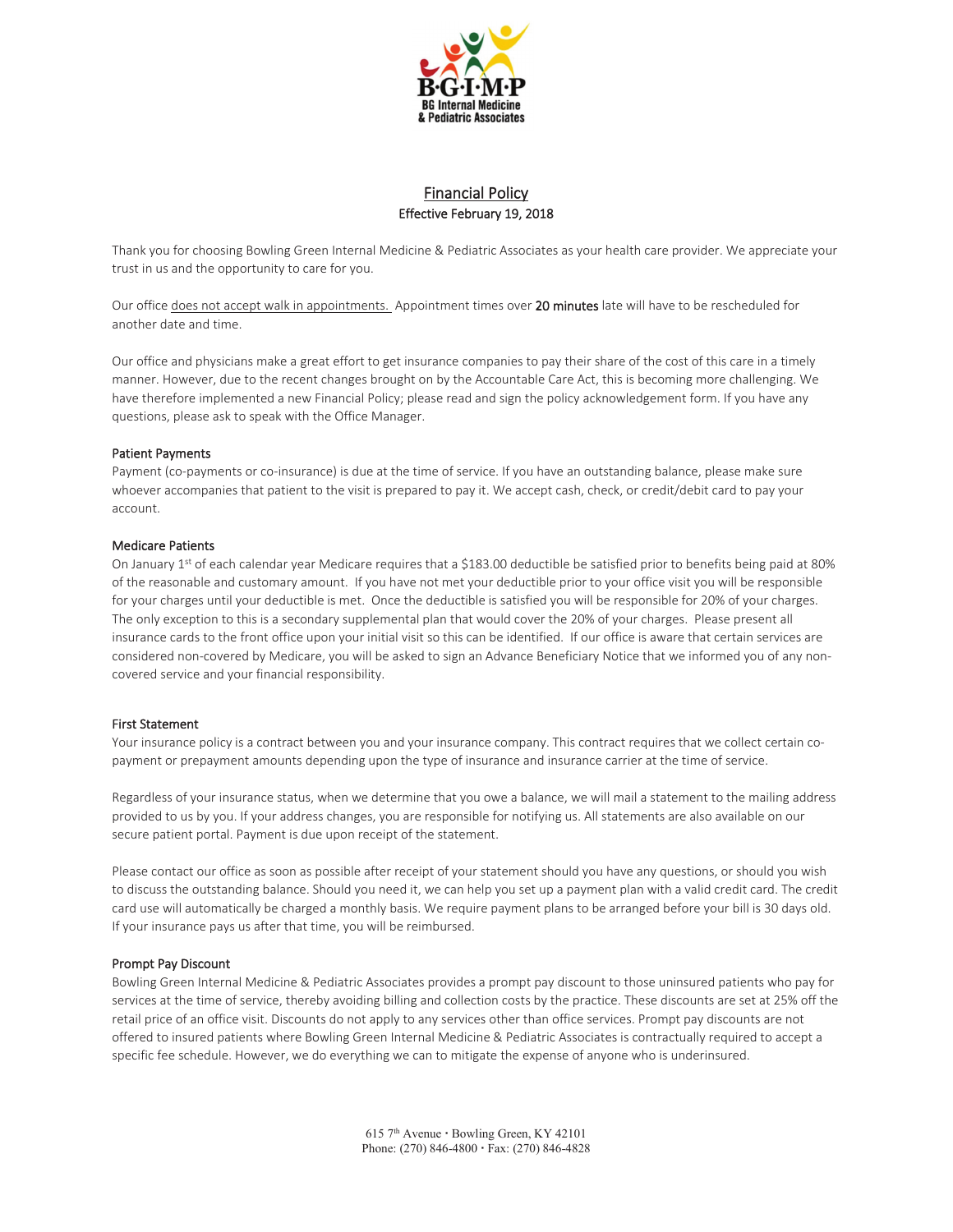B·G·I·M·P

BG Internal Medicine & Pediatric Associates

# Financial Policy

**Effective February 19, 2018**

Thank you for choosing Bowling Green Internal Medicine & Pediatric Associates as your health care provider. We appreciate your trust in us and the opportunity to care for you.

Our office does not accept walk in appointments. Appointment times over **20 minutes** late will have to be rescheduled for another date and time.

Our office and physicians make a great effort to get insurance companies to pay their share of the cost of this care in a timely manner. However, due to the recent changes brought on by the Accountable Care Act, this is becoming more challenging. We have therefore implemented a new Financial Policy; please read and sign the policy acknowledgement form. If you have any questions, please ask to speak with the Office Manager.

## Patient Payments

Payment (co-payments or co-insurance) is due at the time of service. If you have an outstanding balance, please make sure whoever accompanies that patient to the visit is prepared to pay it. We accept cash, check, or credit/debit card to pay your account.

## Medicare Patients

On January 1st of each calendar year Medicare requires that a $183.00 deductible be satisfied prior to benefits being paid at 80% of the reasonable and customary amount. If you have not met your deductible prior to your office visit you will be responsible for your charges until your deductible is met. Once the deductible is satisfied you will be responsible for 20% of your charges. The only exception to this is a secondary supplemental plan that would cover the 20% of your charges. Please present all insurance cards to the front office upon your initial visit so this can be identified. If our office is aware that certain services are considered non-covered by Medicare, you will be asked to sign an Advance Beneficiary Notice that we informed you of any non-covered service and your financial responsibility.

## First Statement

Your insurance policy is a contract between you and your insurance company. This contract requires that we collect certain co-payment or prepayment amounts depending upon the type of insurance and insurance carrier at the time of service.

Regardless of your insurance status, when we determine that you owe a balance, we will mail a statement to the mailing address provided to us by you. If your address changes, you are responsible for notifying us. All statements are also available on our secure patient portal. Payment is due upon receipt of the statement.

Please contact our office as soon as possible after receipt of your statement should you have any questions, or should you wish to discuss the outstanding balance. Should you need it, we can help you set up a payment plan with a valid credit card. The credit card use will automatically be charged a monthly basis. We require payment plans to be arranged before your bill is 30 days old. If your insurance pays us after that time, you will be reimbursed.

## Prompt Pay Discount

Bowling Green Internal Medicine & Pediatric Associates provides a prompt pay discount to those uninsured patients who pay for services at the time of service, thereby avoiding billing and collection costs by the practice. These discounts are set at 25% off the retail price of an office visit. Discounts do not apply to any services other than office services. Prompt pay discounts are not offered to insured patients where Bowling Green Internal Medicine & Pediatric Associates is contractually required to accept a specific fee schedule. However, we do everything we can to mitigate the expense of anyone who is underinsured.

615 7th Avenue · Bowling Green, KY 42101
Phone: (270) 846-4800 · Fax: (270) 846-4828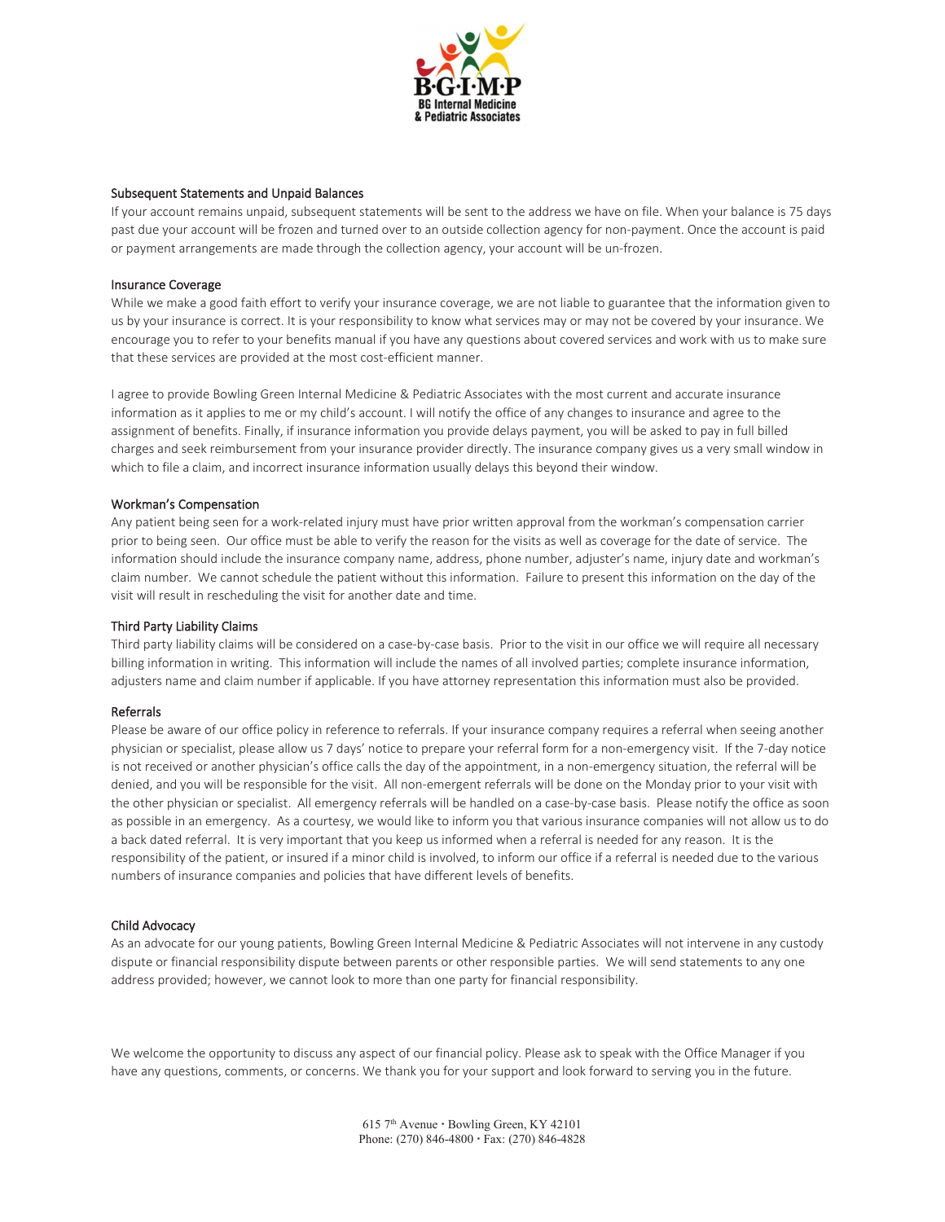B·G·I·M·P
BG Internal Medicine & Pediatric Associates

### Subsequent Statements and Unpaid Balances

If your account remains unpaid, subsequent statements will be sent to the address we have on file. When your balance is 75 days past due your account will be frozen and turned over to an outside collection agency for non-payment. Once the account is paid or payment arrangements are made through the collection agency, your account will be un-frozen.

### Insurance Coverage

While we make a good faith effort to verify your insurance coverage, we are not liable to guarantee that the information given to us by your insurance is correct. It is your responsibility to know what services may or may not be covered by your insurance. We encourage you to refer to your benefits manual if you have any questions about covered services and work with us to make sure that these services are provided at the most cost-efficient manner.

I agree to provide Bowling Green Internal Medicine & Pediatric Associates with the most current and accurate insurance information as it applies to me or my child's account. I will notify the office of any changes to insurance and agree to the assignment of benefits. Finally, if insurance information you provide delays payment, you will be asked to pay in full billed charges and seek reimbursement from your insurance provider directly. The insurance company gives us a very small window in which to file a claim, and incorrect insurance information usually delays this beyond their window.

### Workman's Compensation

Any patient being seen for a work-related injury must have prior written approval from the workman's compensation carrier prior to being seen. Our office must be able to verify the reason for the visits as well as coverage for the date of service. The information should include the insurance company name, address, phone number, adjuster's name, injury date and workman's claim number. We cannot schedule the patient without this information. Failure to present this information on the day of the visit will result in rescheduling the visit for another date and time.

### Third Party Liability Claims

Third party liability claims will be considered on a case-by-case basis. Prior to the visit in our office we will require all necessary billing information in writing. This information will include the names of all involved parties; complete insurance information, adjusters name and claim number if applicable. If you have attorney representation this information must also be provided.

### Referrals

Please be aware of our office policy in reference to referrals. If your insurance company requires a referral when seeing another physician or specialist, please allow us 7 days' notice to prepare your referral form for a non-emergency visit. If the 7-day notice is not received or another physician's office calls the day of the appointment, in a non-emergency situation, the referral will be denied, and you will be responsible for the visit. All non-emergent referrals will be done on the Monday prior to your visit with the other physician or specialist. All emergency referrals will be handled on a case-by-case basis. Please notify the office as soon as possible in an emergency. As a courtesy, we would like to inform you that various insurance companies will not allow us to do a back dated referral. It is very important that you keep us informed when a referral is needed for any reason. It is the responsibility of the patient, or insured if a minor child is involved, to inform our office if a referral is needed due to the various numbers of insurance companies and policies that have different levels of benefits.

### Child Advocacy

As an advocate for our young patients, Bowling Green Internal Medicine & Pediatric Associates will not intervene in any custody dispute or financial responsibility dispute between parents or other responsible parties. We will send statements to any one address provided; however, we cannot look to more than one party for financial responsibility.

We welcome the opportunity to discuss any aspect of our financial policy. Please ask to speak with the Office Manager if you have any questions, comments, or concerns. We thank you for your support and look forward to serving you in the future.

615 7th Avenue · Bowling Green, KY 42101
Phone: (270) 846-4800 · Fax: (270) 846-4828